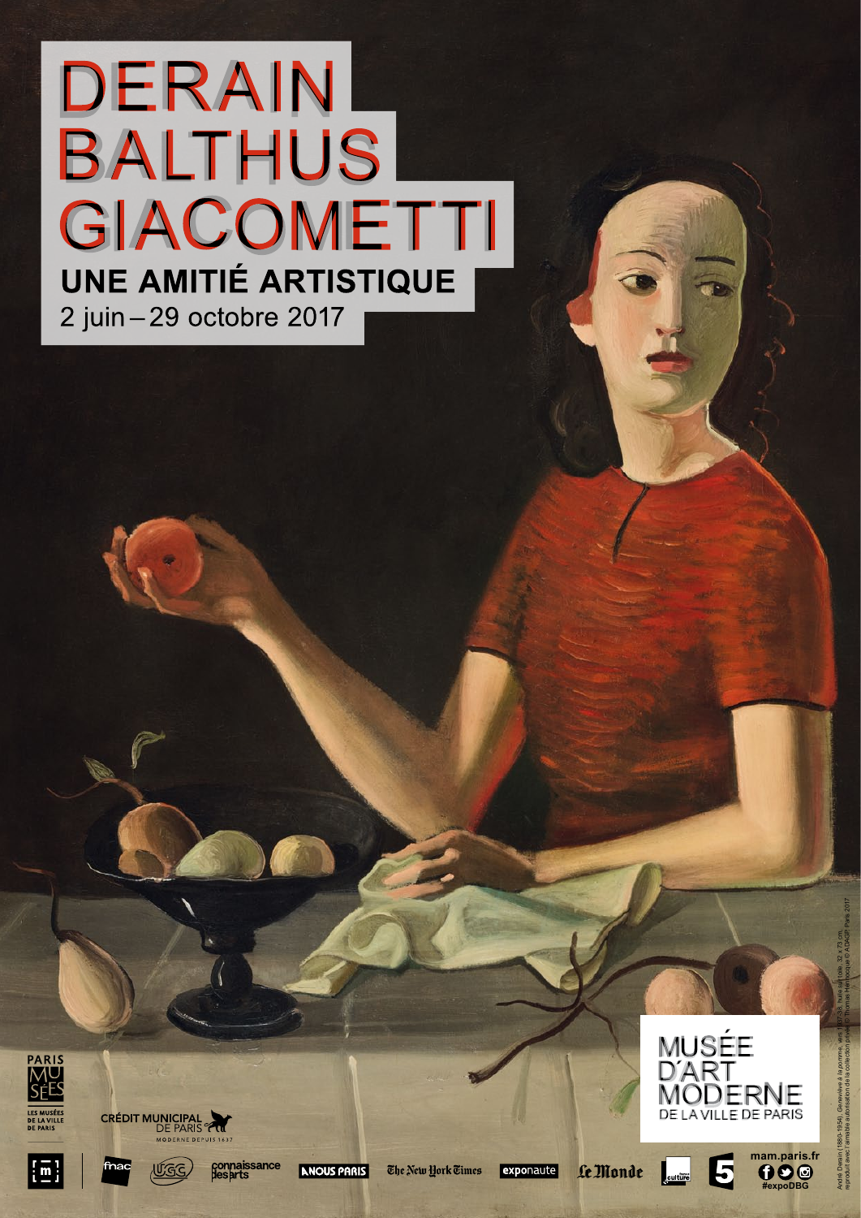# DERAIN BALTHUS GIACOMETTI

## UNE AMITIÉ ARTISTIQUE

2 juin – 29 octobre 2017

MUSÉE D'ART MODERNE DE LA VILLE DE PARIS

PARIS MUSÉES — LES MUSÉES DE LA VILLE DE PARIS

CRÉDIT MUNICIPAL DE PARIS — MODERNE DEPUIS 1637

fnac · UGC · connaissance des arts · À NOUS PARIS · The New York Times · exponaute · Le Monde · culture · 5

mam.paris.fr

#expoDBG

André Derain (1880-1954), *Geneviève à la pomme*, vers 1937-38, huile sur toile, 92 x 73 cm, reproduit avec l'aimable autorisation de la collection privée © Thomas Hennocque © ADAGP, Paris 2017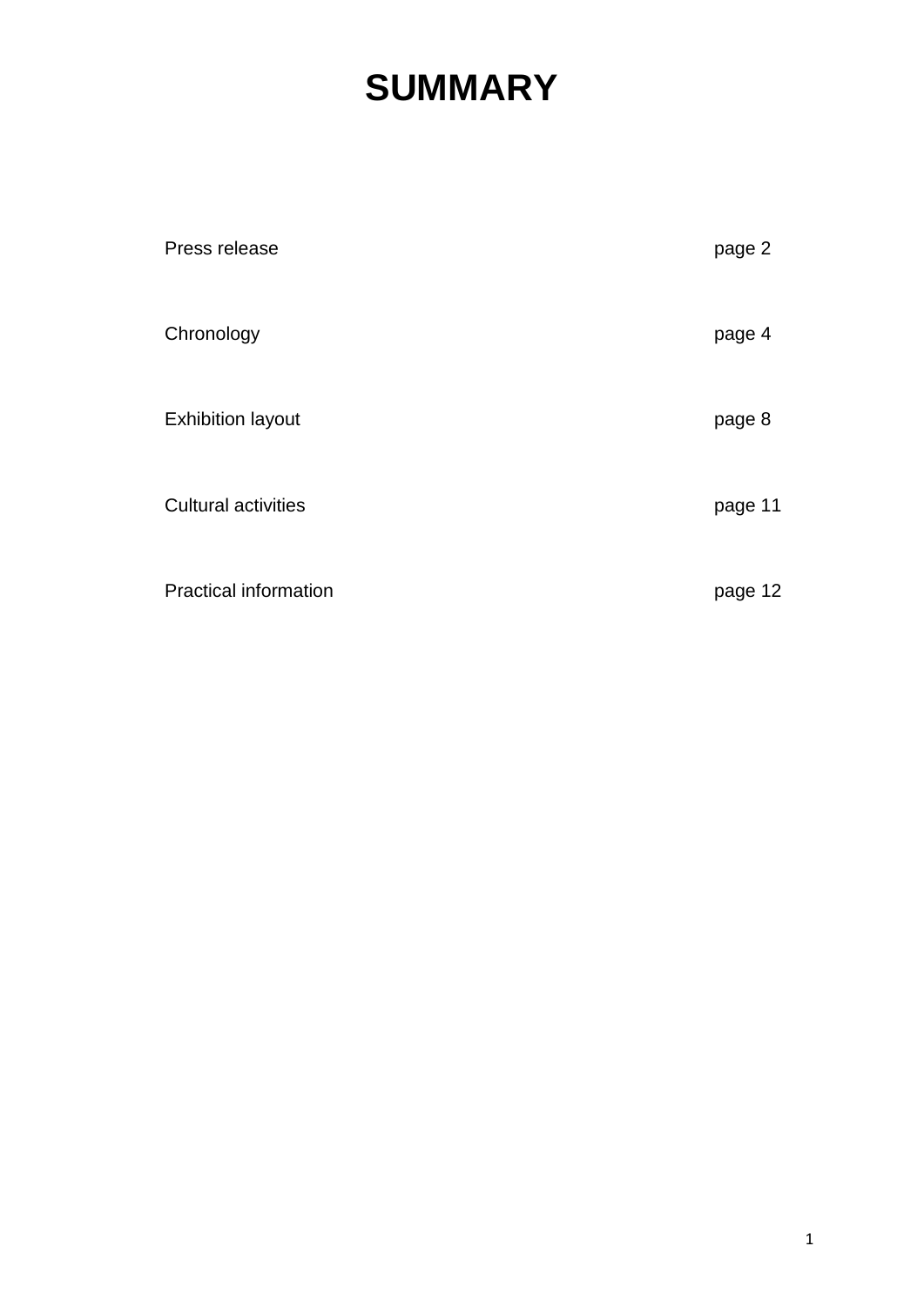# SUMMARY

| | |
|---|---|
| Press release | page 2 |
| Chronology | page 4 |
| Exhibition layout | page 8 |
| Cultural activities | page 11 |
| Practical information | page 12 |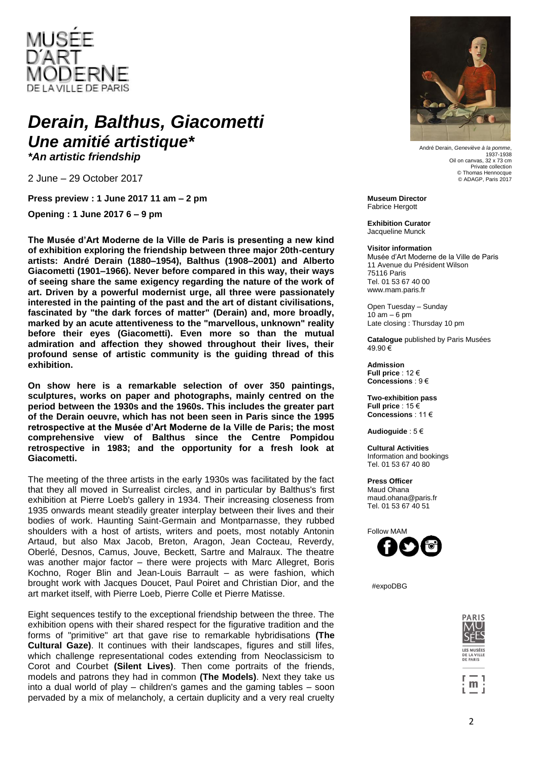MUSÉE D'ART MODERNE DE LA VILLE DE PARIS

# *Derain, Balthus, Giacometti*
## *Une amitié artistique\**
***An artistic friendship***

2 June – 29 October 2017

**Press preview : 1 June 2017 11 am – 2 pm**

**Opening : 1 June 2017 6 – 9 pm**

André Derain, *Geneviève à la pomme*, 1937-1938
Oil on canvas, 32 x 73 cm
Private collection
© Thomas Hennocque
© ADAGP, Paris 2017

**Museum Director**
Fabrice Hergott

**Exhibition Curator**
Jacqueline Munck

**Visitor information**
Musée d'Art Moderne de la Ville de Paris
11 Avenue du Président Wilson
75116 Paris
Tel. 01 53 67 40 00
www.mam.paris.fr

Open Tuesday – Sunday
10 am – 6 pm
Late closing : Thursday 10 pm

**Catalogue** published by Paris Musées
49.90 €

**Admission**
**Full price** : 12 €
**Concessions** : 9 €

**Two-exhibition pass**
**Full price** : 15 €
**Concessions** : 11 €

**Audioguide** : 5 €

**Cultural Activities**
Information and bookings
Tel. 01 53 67 40 80

**Press Officer**
Maud Ohana
maud.ohana@paris.fr
Tel. 01 53 67 40 51

Follow MAM

#expoDBG

**The Musée d'Art Moderne de la Ville de Paris is presenting a new kind of exhibition exploring the friendship between three major 20th-century artists: André Derain (1880–1954), Balthus (1908–2001) and Alberto Giacometti (1901–1966). Never before compared in this way, their ways of seeing share the same exigency regarding the nature of the work of art. Driven by a powerful modernist urge, all three were passionately interested in the painting of the past and the art of distant civilisations, fascinated by "the dark forces of matter" (Derain) and, more broadly, marked by an acute attentiveness to the "marvellous, unknown" reality before their eyes (Giacometti). Even more so than the mutual admiration and affection they showed throughout their lives, their profound sense of artistic community is the guiding thread of this exhibition.**

**On show here is a remarkable selection of over 350 paintings, sculptures, works on paper and photographs, mainly centred on the period between the 1930s and the 1960s. This includes the greater part of the Derain oeuvre, which has not been seen in Paris since the 1995 retrospective at the Musée d'Art Moderne de la Ville de Paris; the most comprehensive view of Balthus since the Centre Pompidou retrospective in 1983; and the opportunity for a fresh look at Giacometti.**

The meeting of the three artists in the early 1930s was facilitated by the fact that they all moved in Surrealist circles, and in particular by Balthus's first exhibition at Pierre Loeb's gallery in 1934. Their increasing closeness from 1935 onwards meant steadily greater interplay between their lives and their bodies of work. Haunting Saint-Germain and Montparnasse, they rubbed shoulders with a host of artists, writers and poets, most notably Antonin Artaud, but also Max Jacob, Breton, Aragon, Jean Cocteau, Reverdy, Oberlé, Desnos, Camus, Jouve, Beckett, Sartre and Malraux. The theatre was another major factor – there were projects with Marc Allegret, Boris Kochno, Roger Blin and Jean-Louis Barrault – as were fashion, which brought work with Jacques Doucet, Paul Poiret and Christian Dior, and the art market itself, with Pierre Loeb, Pierre Colle et Pierre Matisse.

Eight sequences testify to the exceptional friendship between the three. The exhibition opens with their shared respect for the figurative tradition and the forms of "primitive" art that gave rise to remarkable hybridisations **(The Cultural Gaze)**. It continues with their landscapes, figures and still lifes, which challenge representational codes extending from Neoclassicism to Corot and Courbet **(Silent Lives)**. Then come portraits of the friends, models and patrons they had in common **(The Models)**. Next they take us into a dual world of play – children's games and the gaming tables – soon pervaded by a mix of melancholy, a certain duplicity and a very real cruelty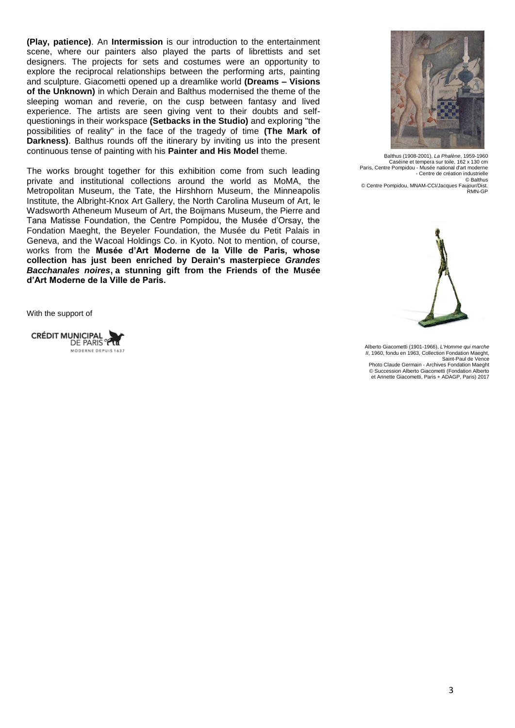**(Play, patience)**. An **Intermission** is our introduction to the entertainment scene, where our painters also played the parts of librettists and set designers. The projects for sets and costumes were an opportunity to explore the reciprocal relationships between the performing arts, painting and sculpture. Giacometti opened up a dreamlike world **(Dreams – Visions of the Unknown)** in which Derain and Balthus modernised the theme of the sleeping woman and reverie, on the cusp between fantasy and lived experience. The artists are seen giving vent to their doubts and self-questionings in their workspace **(Setbacks in the Studio)** and exploring "the possibilities of reality" in the face of the tragedy of time **(The Mark of Darkness)**. Balthus rounds off the itinerary by inviting us into the present continuous tense of painting with his **Painter and His Model** theme.

The works brought together for this exhibition come from such leading private and institutional collections around the world as MoMA, the Metropolitan Museum, the Tate, the Hirshhorn Museum, the Minneapolis Institute, the Albright-Knox Art Gallery, the North Carolina Museum of Art, le Wadsworth Atheneum Museum of Art, the Boijmans Museum, the Pierre and Tana Matisse Foundation, the Centre Pompidou, the Musée d'Orsay, the Fondation Maeght, the Beyeler Foundation, the Musée du Petit Palais in Geneva, and the Wacoal Holdings Co. in Kyoto. Not to mention, of course, works from the **Musée d'Art Moderne de la Ville de Paris, whose collection has just been enriched by Derain's masterpiece *Grandes Bacchanales noires*, a stunning gift from the Friends of the Musée d'Art Moderne de la Ville de Paris.**

With the support of

CRÉDIT MUNICIPAL DE PARIS
MODERNE DEPUIS 1637

Balthus (1908-2001), *La Phalène*, 1959-1960
Caséine et tempera sur toile, 162 x 130 cm
Paris, Centre Pompidou - Musée national d'art moderne - Centre de création industrielle
© Balthus
© Centre Pompidou, MNAM-CCI/Jacques Faujour/Dist. RMN-GP

Alberto Giacometti (1901-1966), *L'Homme qui marche II*, 1960, fondu en 1963, Collection Fondation Maeght, Saint-Paul de Vence
Photo Claude Germain - Archives Fondation Maeght
© Succession Alberto Giacometti (Fondation Alberto et Annette Giacometti, Paris + ADAGP, Paris) 2017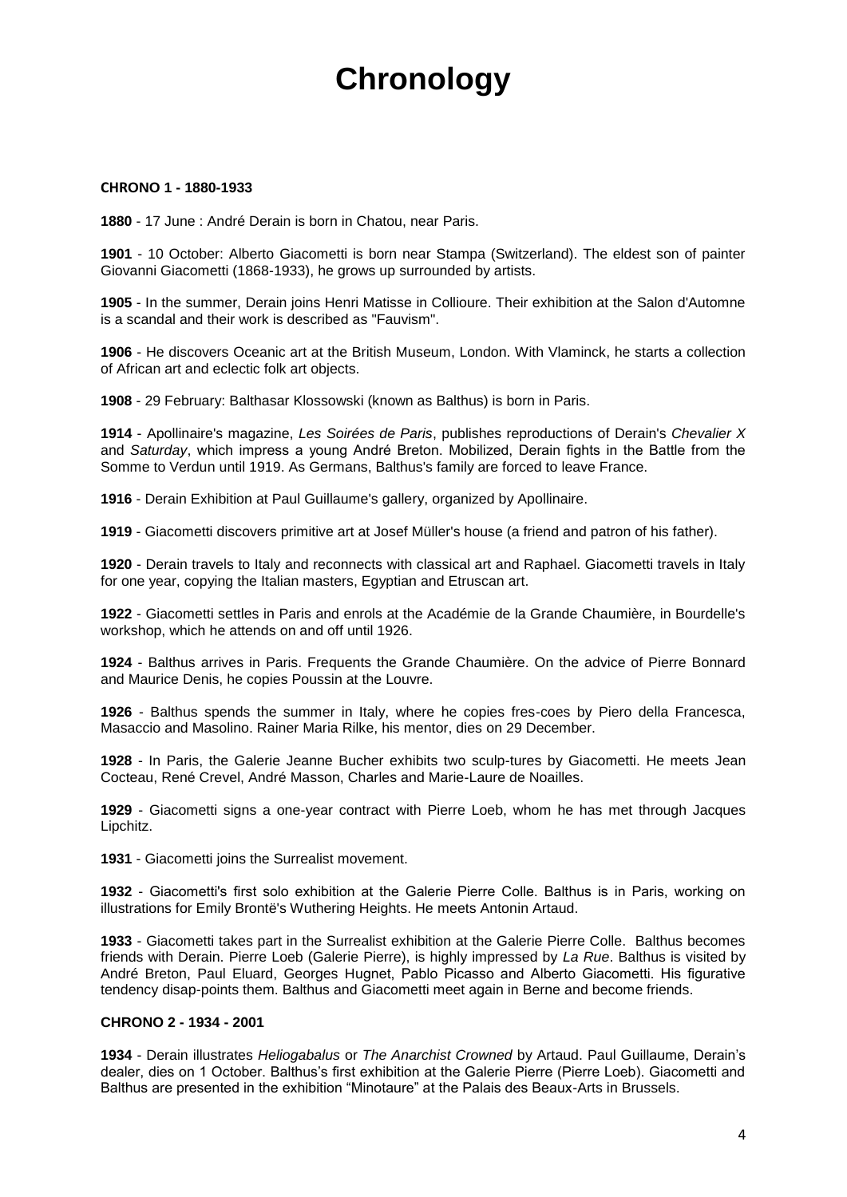# Chronology

**CHRONO 1 - 1880-1933**

**1880** - 17 June : André Derain is born in Chatou, near Paris.

**1901** - 10 October: Alberto Giacometti is born near Stampa (Switzerland). The eldest son of painter Giovanni Giacometti (1868-1933), he grows up surrounded by artists.

**1905** - In the summer, Derain joins Henri Matisse in Collioure. Their exhibition at the Salon d'Automne is a scandal and their work is described as "Fauvism".

**1906** - He discovers Oceanic art at the British Museum, London. With Vlaminck, he starts a collection of African art and eclectic folk art objects.

**1908** - 29 February: Balthasar Klossowski (known as Balthus) is born in Paris.

**1914** - Apollinaire's magazine, *Les Soirées de Paris*, publishes reproductions of Derain's *Chevalier X* and *Saturday*, which impress a young André Breton. Mobilized, Derain fights in the Battle from the Somme to Verdun until 1919. As Germans, Balthus's family are forced to leave France.

**1916** - Derain Exhibition at Paul Guillaume's gallery, organized by Apollinaire.

**1919** - Giacometti discovers primitive art at Josef Müller's house (a friend and patron of his father).

**1920** - Derain travels to Italy and reconnects with classical art and Raphael. Giacometti travels in Italy for one year, copying the Italian masters, Egyptian and Etruscan art.

**1922** - Giacometti settles in Paris and enrols at the Académie de la Grande Chaumière, in Bourdelle's workshop, which he attends on and off until 1926.

**1924** - Balthus arrives in Paris. Frequents the Grande Chaumière. On the advice of Pierre Bonnard and Maurice Denis, he copies Poussin at the Louvre.

**1926** - Balthus spends the summer in Italy, where he copies fres-coes by Piero della Francesca, Masaccio and Masolino. Rainer Maria Rilke, his mentor, dies on 29 December.

**1928** - In Paris, the Galerie Jeanne Bucher exhibits two sculp-tures by Giacometti. He meets Jean Cocteau, René Crevel, André Masson, Charles and Marie-Laure de Noailles.

**1929** - Giacometti signs a one-year contract with Pierre Loeb, whom he has met through Jacques Lipchitz.

**1931** - Giacometti joins the Surrealist movement.

**1932** - Giacometti's first solo exhibition at the Galerie Pierre Colle. Balthus is in Paris, working on illustrations for Emily Brontë's Wuthering Heights. He meets Antonin Artaud.

**1933** - Giacometti takes part in the Surrealist exhibition at the Galerie Pierre Colle. Balthus becomes friends with Derain. Pierre Loeb (Galerie Pierre), is highly impressed by *La Rue*. Balthus is visited by André Breton, Paul Eluard, Georges Hugnet, Pablo Picasso and Alberto Giacometti. His figurative tendency disap-points them. Balthus and Giacometti meet again in Berne and become friends.

**CHRONO 2 - 1934 - 2001**

**1934** - Derain illustrates *Heliogabalus* or *The Anarchist Crowned* by Artaud. Paul Guillaume, Derain's dealer, dies on 1 October. Balthus's first exhibition at the Galerie Pierre (Pierre Loeb). Giacometti and Balthus are presented in the exhibition "Minotaure" at the Palais des Beaux-Arts in Brussels.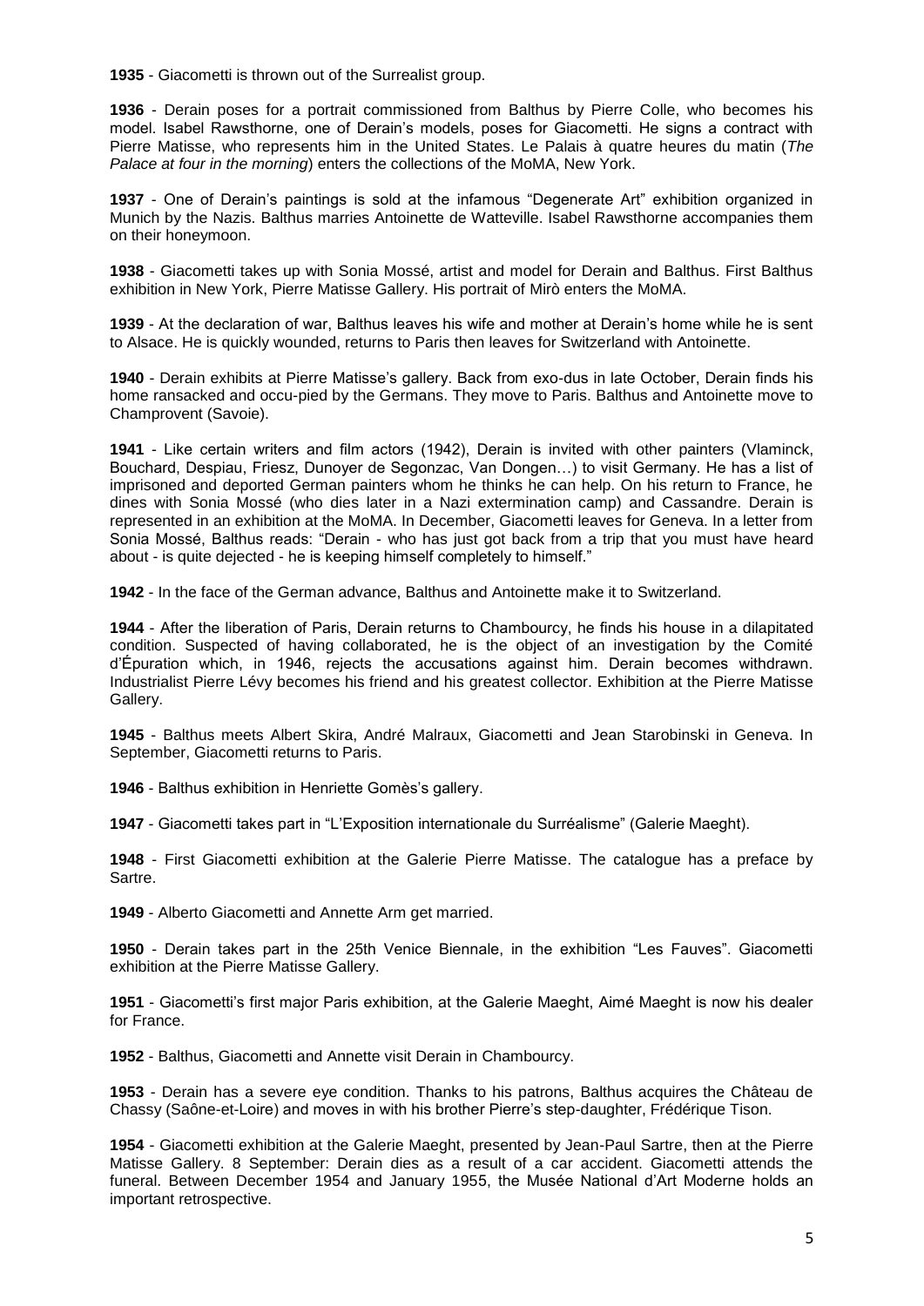**1935** - Giacometti is thrown out of the Surrealist group.

**1936** - Derain poses for a portrait commissioned from Balthus by Pierre Colle, who becomes his model. Isabel Rawsthorne, one of Derain's models, poses for Giacometti. He signs a contract with Pierre Matisse, who represents him in the United States. Le Palais à quatre heures du matin (*The Palace at four in the morning*) enters the collections of the MoMA, New York.

**1937** - One of Derain's paintings is sold at the infamous "Degenerate Art" exhibition organized in Munich by the Nazis. Balthus marries Antoinette de Watteville. Isabel Rawsthorne accompanies them on their honeymoon.

**1938** - Giacometti takes up with Sonia Mossé, artist and model for Derain and Balthus. First Balthus exhibition in New York, Pierre Matisse Gallery. His portrait of Mirò enters the MoMA.

**1939** - At the declaration of war, Balthus leaves his wife and mother at Derain's home while he is sent to Alsace. He is quickly wounded, returns to Paris then leaves for Switzerland with Antoinette.

**1940** - Derain exhibits at Pierre Matisse's gallery. Back from exo-dus in late October, Derain finds his home ransacked and occu-pied by the Germans. They move to Paris. Balthus and Antoinette move to Champrovent (Savoie).

**1941** - Like certain writers and film actors (1942), Derain is invited with other painters (Vlaminck, Bouchard, Despiau, Friesz, Dunoyer de Segonzac, Van Dongen…) to visit Germany. He has a list of imprisoned and deported German painters whom he thinks he can help. On his return to France, he dines with Sonia Mossé (who dies later in a Nazi extermination camp) and Cassandre. Derain is represented in an exhibition at the MoMA. In December, Giacometti leaves for Geneva. In a letter from Sonia Mossé, Balthus reads: "Derain - who has just got back from a trip that you must have heard about - is quite dejected - he is keeping himself completely to himself."

**1942** - In the face of the German advance, Balthus and Antoinette make it to Switzerland.

**1944** - After the liberation of Paris, Derain returns to Chambourcy, he finds his house in a dilapitated condition. Suspected of having collaborated, he is the object of an investigation by the Comité d'Épuration which, in 1946, rejects the accusations against him. Derain becomes withdrawn. Industrialist Pierre Lévy becomes his friend and his greatest collector. Exhibition at the Pierre Matisse Gallery.

**1945** - Balthus meets Albert Skira, André Malraux, Giacometti and Jean Starobinski in Geneva. In September, Giacometti returns to Paris.

**1946** - Balthus exhibition in Henriette Gomès's gallery.

**1947** - Giacometti takes part in "L'Exposition internationale du Surréalisme" (Galerie Maeght).

**1948** - First Giacometti exhibition at the Galerie Pierre Matisse. The catalogue has a preface by Sartre.

**1949** - Alberto Giacometti and Annette Arm get married.

**1950** - Derain takes part in the 25th Venice Biennale, in the exhibition "Les Fauves". Giacometti exhibition at the Pierre Matisse Gallery.

**1951** - Giacometti's first major Paris exhibition, at the Galerie Maeght, Aimé Maeght is now his dealer for France.

**1952** - Balthus, Giacometti and Annette visit Derain in Chambourcy.

**1953** - Derain has a severe eye condition. Thanks to his patrons, Balthus acquires the Château de Chassy (Saône-et-Loire) and moves in with his brother Pierre's step-daughter, Frédérique Tison.

**1954** - Giacometti exhibition at the Galerie Maeght, presented by Jean-Paul Sartre, then at the Pierre Matisse Gallery. 8 September: Derain dies as a result of a car accident. Giacometti attends the funeral. Between December 1954 and January 1955, the Musée National d'Art Moderne holds an important retrospective.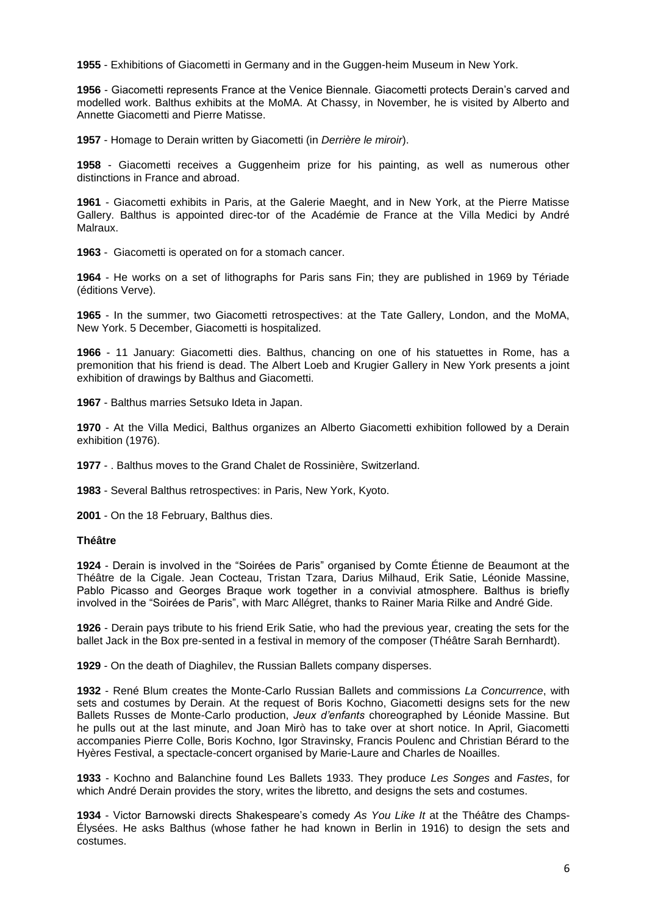**1955** - Exhibitions of Giacometti in Germany and in the Guggen-heim Museum in New York.

**1956** - Giacometti represents France at the Venice Biennale. Giacometti protects Derain's carved and modelled work. Balthus exhibits at the MoMA. At Chassy, in November, he is visited by Alberto and Annette Giacometti and Pierre Matisse.

**1957** - Homage to Derain written by Giacometti (in *Derrière le miroir*).

**1958** - Giacometti receives a Guggenheim prize for his painting, as well as numerous other distinctions in France and abroad.

**1961** - Giacometti exhibits in Paris, at the Galerie Maeght, and in New York, at the Pierre Matisse Gallery. Balthus is appointed direc-tor of the Académie de France at the Villa Medici by André Malraux.

**1963** - Giacometti is operated on for a stomach cancer.

**1964** - He works on a set of lithographs for Paris sans Fin; they are published in 1969 by Tériade (éditions Verve).

**1965** - In the summer, two Giacometti retrospectives: at the Tate Gallery, London, and the MoMA, New York. 5 December, Giacometti is hospitalized.

**1966** - 11 January: Giacometti dies. Balthus, chancing on one of his statuettes in Rome, has a premonition that his friend is dead. The Albert Loeb and Krugier Gallery in New York presents a joint exhibition of drawings by Balthus and Giacometti.

**1967** - Balthus marries Setsuko Ideta in Japan.

**1970** - At the Villa Medici, Balthus organizes an Alberto Giacometti exhibition followed by a Derain exhibition (1976).

**1977** - . Balthus moves to the Grand Chalet de Rossinière, Switzerland.

**1983** - Several Balthus retrospectives: in Paris, New York, Kyoto.

**2001** - On the 18 February, Balthus dies.

**Théâtre**

**1924** - Derain is involved in the "Soirées de Paris" organised by Comte Étienne de Beaumont at the Théâtre de la Cigale. Jean Cocteau, Tristan Tzara, Darius Milhaud, Erik Satie, Léonide Massine, Pablo Picasso and Georges Braque work together in a convivial atmosphere. Balthus is briefly involved in the "Soirées de Paris", with Marc Allégret, thanks to Rainer Maria Rilke and André Gide.

**1926** - Derain pays tribute to his friend Erik Satie, who had the previous year, creating the sets for the ballet Jack in the Box pre-sented in a festival in memory of the composer (Théâtre Sarah Bernhardt).

**1929** - On the death of Diaghilev, the Russian Ballets company disperses.

**1932** - René Blum creates the Monte-Carlo Russian Ballets and commissions *La Concurrence*, with sets and costumes by Derain. At the request of Boris Kochno, Giacometti designs sets for the new Ballets Russes de Monte-Carlo production, *Jeux d'enfants* choreographed by Léonide Massine. But he pulls out at the last minute, and Joan Mirò has to take over at short notice. In April, Giacometti accompanies Pierre Colle, Boris Kochno, Igor Stravinsky, Francis Poulenc and Christian Bérard to the Hyères Festival, a spectacle-concert organised by Marie-Laure and Charles de Noailles.

**1933** - Kochno and Balanchine found Les Ballets 1933. They produce *Les Songes* and *Fastes*, for which André Derain provides the story, writes the libretto, and designs the sets and costumes.

**1934** - Victor Barnowski directs Shakespeare's comedy *As You Like It* at the Théâtre des Champs-Élysées. He asks Balthus (whose father he had known in Berlin in 1916) to design the sets and costumes.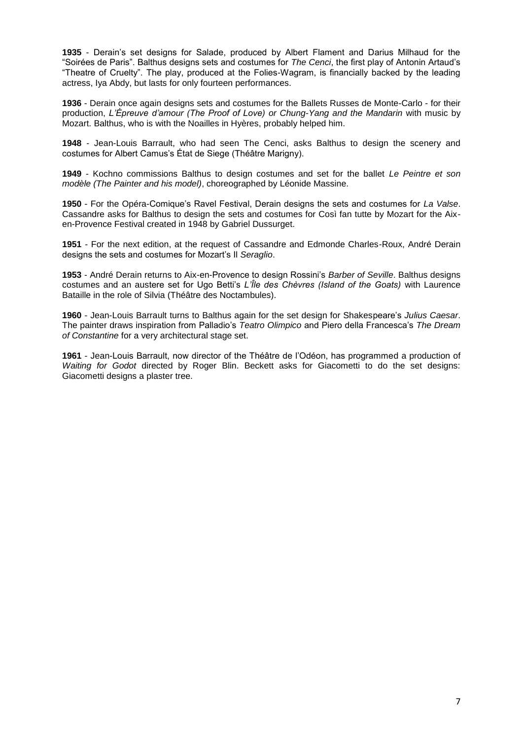**1935** - Derain's set designs for Salade, produced by Albert Flament and Darius Milhaud for the "Soirées de Paris". Balthus designs sets and costumes for *The Cenci*, the first play of Antonin Artaud's "Theatre of Cruelty". The play, produced at the Folies-Wagram, is financially backed by the leading actress, Iya Abdy, but lasts for only fourteen performances.

**1936** - Derain once again designs sets and costumes for the Ballets Russes de Monte-Carlo - for their production, *L'Épreuve d'amour (The Proof of Love) or Chung-Yang and the Mandarin* with music by Mozart. Balthus, who is with the Noailles in Hyères, probably helped him.

**1948** - Jean-Louis Barrault, who had seen The Cenci, asks Balthus to design the scenery and costumes for Albert Camus's État de Siege (Théâtre Marigny).

**1949** - Kochno commissions Balthus to design costumes and set for the ballet *Le Peintre et son modèle (The Painter and his model)*, choreographed by Léonide Massine.

**1950** - For the Opéra-Comique's Ravel Festival, Derain designs the sets and costumes for *La Valse*. Cassandre asks for Balthus to design the sets and costumes for Così fan tutte by Mozart for the Aix-en-Provence Festival created in 1948 by Gabriel Dussurget.

**1951** - For the next edition, at the request of Cassandre and Edmonde Charles-Roux, André Derain designs the sets and costumes for Mozart's Il *Seraglio*.

**1953** - André Derain returns to Aix-en-Provence to design Rossini's *Barber of Seville*. Balthus designs costumes and an austere set for Ugo Betti's *L'Île des Chèvres (Island of the Goats)* with Laurence Bataille in the role of Silvia (Théâtre des Noctambules).

**1960** - Jean-Louis Barrault turns to Balthus again for the set design for Shakespeare's *Julius Caesar*. The painter draws inspiration from Palladio's *Teatro Olimpico* and Piero della Francesca's *The Dream of Constantine* for a very architectural stage set.

**1961** - Jean-Louis Barrault, now director of the Théâtre de l'Odéon, has programmed a production of *Waiting for Godot* directed by Roger Blin. Beckett asks for Giacometti to do the set designs: Giacometti designs a plaster tree.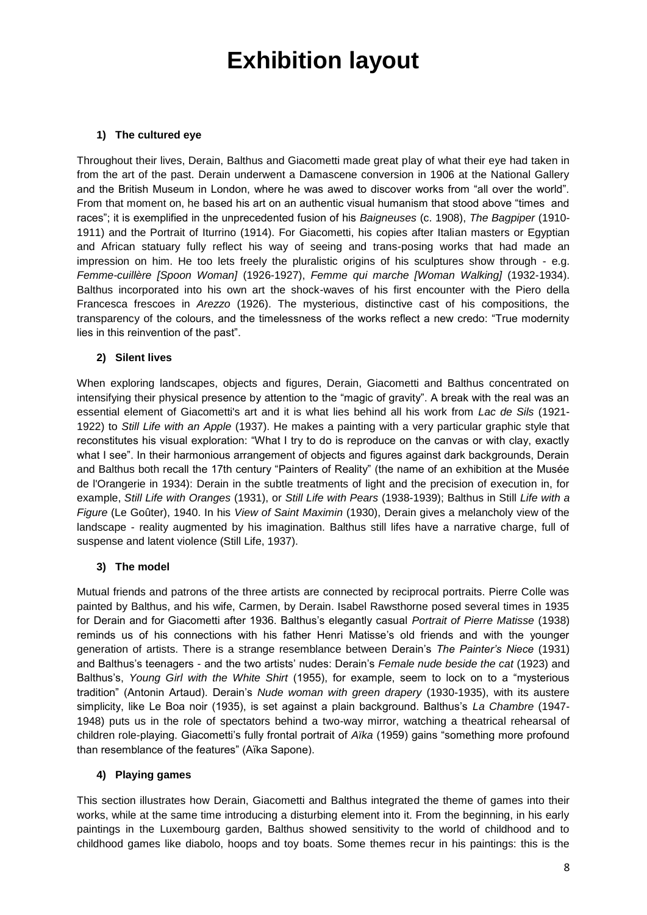# Exhibition layout

**1) The cultured eye**

Throughout their lives, Derain, Balthus and Giacometti made great play of what their eye had taken in from the art of the past. Derain underwent a Damascene conversion in 1906 at the National Gallery and the British Museum in London, where he was awed to discover works from "all over the world". From that moment on, he based his art on an authentic visual humanism that stood above "times and races"; it is exemplified in the unprecedented fusion of his *Baigneuses* (c. 1908), *The Bagpiper* (1910-1911) and the Portrait of Iturrino (1914). For Giacometti, his copies after Italian masters or Egyptian and African statuary fully reflect his way of seeing and trans-posing works that had made an impression on him. He too lets freely the pluralistic origins of his sculptures show through - e.g. *Femme-cuillère [Spoon Woman]* (1926-1927), *Femme qui marche [Woman Walking]* (1932-1934). Balthus incorporated into his own art the shock-waves of his first encounter with the Piero della Francesca frescoes in *Arezzo* (1926). The mysterious, distinctive cast of his compositions, the transparency of the colours, and the timelessness of the works reflect a new credo: "True modernity lies in this reinvention of the past".

**2) Silent lives**

When exploring landscapes, objects and figures, Derain, Giacometti and Balthus concentrated on intensifying their physical presence by attention to the "magic of gravity". A break with the real was an essential element of Giacometti's art and it is what lies behind all his work from *Lac de Sils* (1921-1922) to *Still Life with an Apple* (1937). He makes a painting with a very particular graphic style that reconstitutes his visual exploration: "What I try to do is reproduce on the canvas or with clay, exactly what I see". In their harmonious arrangement of objects and figures against dark backgrounds, Derain and Balthus both recall the 17th century "Painters of Reality" (the name of an exhibition at the Musée de l'Orangerie in 1934): Derain in the subtle treatments of light and the precision of execution in, for example, *Still Life with Oranges* (1931), or *Still Life with Pears* (1938-1939); Balthus in Still *Life with a Figure* (Le Goûter), 1940. In his *View of Saint Maximin* (1930), Derain gives a melancholy view of the landscape - reality augmented by his imagination. Balthus still lifes have a narrative charge, full of suspense and latent violence (Still Life, 1937).

**3) The model**

Mutual friends and patrons of the three artists are connected by reciprocal portraits. Pierre Colle was painted by Balthus, and his wife, Carmen, by Derain. Isabel Rawsthorne posed several times in 1935 for Derain and for Giacometti after 1936. Balthus's elegantly casual *Portrait of Pierre Matisse* (1938) reminds us of his connections with his father Henri Matisse's old friends and with the younger generation of artists. There is a strange resemblance between Derain's *The Painter's Niece* (1931) and Balthus's teenagers - and the two artists' nudes: Derain's *Female nude beside the cat* (1923) and Balthus's, *Young Girl with the White Shirt* (1955), for example, seem to lock on to a "mysterious tradition" (Antonin Artaud). Derain's *Nude woman with green drapery* (1930-1935), with its austere simplicity, like Le Boa noir (1935), is set against a plain background. Balthus's *La Chambre* (1947-1948) puts us in the role of spectators behind a two-way mirror, watching a theatrical rehearsal of children role-playing. Giacometti's fully frontal portrait of *Aïka* (1959) gains "something more profound than resemblance of the features" (Aïka Sapone).

**4) Playing games**

This section illustrates how Derain, Giacometti and Balthus integrated the theme of games into their works, while at the same time introducing a disturbing element into it. From the beginning, in his early paintings in the Luxembourg garden, Balthus showed sensitivity to the world of childhood and to childhood games like diabolo, hoops and toy boats. Some themes recur in his paintings: this is the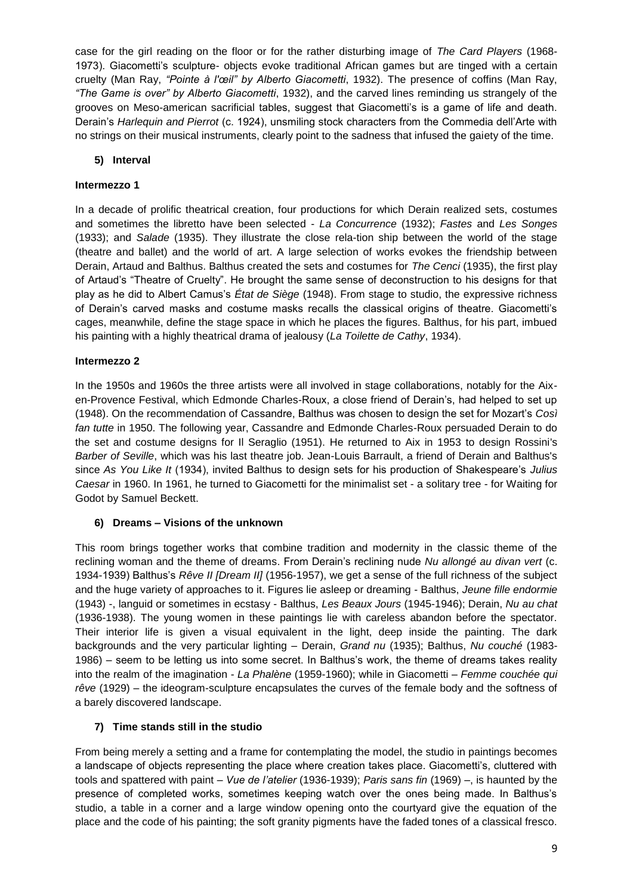case for the girl reading on the floor or for the rather disturbing image of *The Card Players* (1968-1973). Giacometti's sculpture- objects evoke traditional African games but are tinged with a certain cruelty (Man Ray, *"Pointe à l'œil" by Alberto Giacometti*, 1932). The presence of coffins (Man Ray, *"The Game is over" by Alberto Giacometti*, 1932), and the carved lines reminding us strangely of the grooves on Meso-american sacrificial tables, suggest that Giacometti's is a game of life and death. Derain's *Harlequin and Pierrot* (c. 1924), unsmiling stock characters from the Commedia dell'Arte with no strings on their musical instruments, clearly point to the sadness that infused the gaiety of the time.

### 5) Interval

#### Intermezzo 1

In a decade of prolific theatrical creation, four productions for which Derain realized sets, costumes and sometimes the libretto have been selected - *La Concurrence* (1932); *Fastes* and *Les Songes* (1933); and *Salade* (1935). They illustrate the close rela-tion ship between the world of the stage (theatre and ballet) and the world of art. A large selection of works evokes the friendship between Derain, Artaud and Balthus. Balthus created the sets and costumes for *The Cenci* (1935), the first play of Artaud's "Theatre of Cruelty". He brought the same sense of deconstruction to his designs for that play as he did to Albert Camus's *État de Siège* (1948). From stage to studio, the expressive richness of Derain's carved masks and costume masks recalls the classical origins of theatre. Giacometti's cages, meanwhile, define the stage space in which he places the figures. Balthus, for his part, imbued his painting with a highly theatrical drama of jealousy (*La Toilette de Cathy*, 1934).

#### Intermezzo 2

In the 1950s and 1960s the three artists were all involved in stage collaborations, notably for the Aix-en-Provence Festival, which Edmonde Charles-Roux, a close friend of Derain's, had helped to set up (1948). On the recommendation of Cassandre, Balthus was chosen to design the set for Mozart's *Così fan tutte* in 1950. The following year, Cassandre and Edmonde Charles-Roux persuaded Derain to do the set and costume designs for Il Seraglio (1951). He returned to Aix in 1953 to design Rossini's *Barber of Seville*, which was his last theatre job. Jean-Louis Barrault, a friend of Derain and Balthus's since *As You Like It* (1934), invited Balthus to design sets for his production of Shakespeare's *Julius Caesar* in 1960. In 1961, he turned to Giacometti for the minimalist set - a solitary tree - for Waiting for Godot by Samuel Beckett.

### 6) Dreams – Visions of the unknown

This room brings together works that combine tradition and modernity in the classic theme of the reclining woman and the theme of dreams. From Derain's reclining nude *Nu allongé au divan vert* (c. 1934-1939) Balthus's *Rêve II [Dream II]* (1956-1957), we get a sense of the full richness of the subject and the huge variety of approaches to it. Figures lie asleep or dreaming - Balthus, *Jeune fille endormie* (1943) -, languid or sometimes in ecstasy - Balthus, *Les Beaux Jours* (1945-1946); Derain, *Nu au chat* (1936-1938). The young women in these paintings lie with careless abandon before the spectator. Their interior life is given a visual equivalent in the light, deep inside the painting. The dark backgrounds and the very particular lighting – Derain, *Grand nu* (1935); Balthus, *Nu couché* (1983-1986) – seem to be letting us into some secret. In Balthus's work, the theme of dreams takes reality into the realm of the imagination - *La Phalène* (1959-1960); while in Giacometti – *Femme couchée qui rêve* (1929) – the ideogram-sculpture encapsulates the curves of the female body and the softness of a barely discovered landscape.

### 7) Time stands still in the studio

From being merely a setting and a frame for contemplating the model, the studio in paintings becomes a landscape of objects representing the place where creation takes place. Giacometti's, cluttered with tools and spattered with paint – *Vue de l'atelier* (1936-1939); *Paris sans fin* (1969) –, is haunted by the presence of completed works, sometimes keeping watch over the ones being made. In Balthus's studio, a table in a corner and a large window opening onto the courtyard give the equation of the place and the code of his painting; the soft granity pigments have the faded tones of a classical fresco.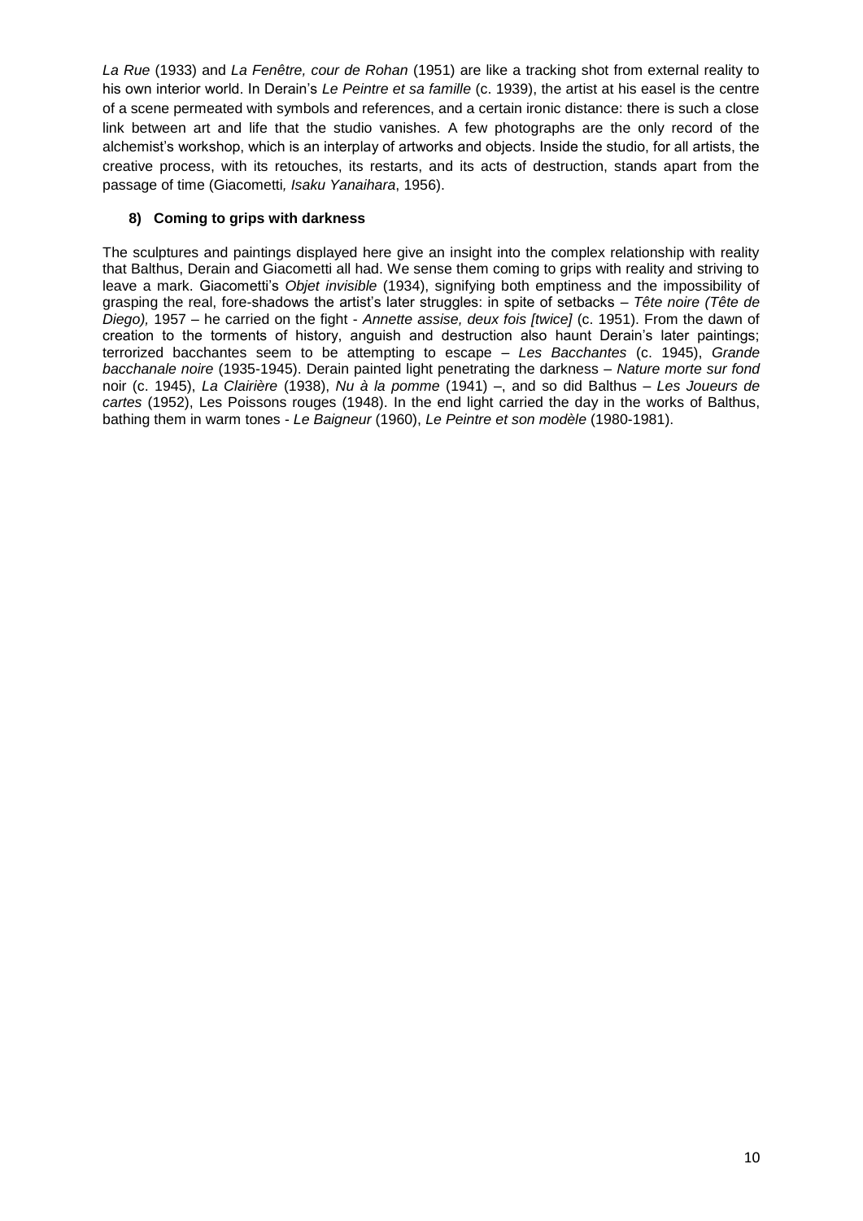*La Rue* (1933) and *La Fenêtre, cour de Rohan* (1951) are like a tracking shot from external reality to his own interior world. In Derain's *Le Peintre et sa famille* (c. 1939), the artist at his easel is the centre of a scene permeated with symbols and references, and a certain ironic distance: there is such a close link between art and life that the studio vanishes. A few photographs are the only record of the alchemist's workshop, which is an interplay of artworks and objects. Inside the studio, for all artists, the creative process, with its retouches, its restarts, and its acts of destruction, stands apart from the passage of time (Giacometti*, Isaku Yanaihara*, 1956).

### 8) Coming to grips with darkness

The sculptures and paintings displayed here give an insight into the complex relationship with reality that Balthus, Derain and Giacometti all had. We sense them coming to grips with reality and striving to leave a mark. Giacometti's *Objet invisible* (1934), signifying both emptiness and the impossibility of grasping the real, fore-shadows the artist's later struggles: in spite of setbacks – *Tête noire (Tête de Diego),* 1957 – he carried on the fight - *Annette assise, deux fois [twice]* (c. 1951). From the dawn of creation to the torments of history, anguish and destruction also haunt Derain's later paintings; terrorized bacchantes seem to be attempting to escape – *Les Bacchantes* (c. 1945), *Grande bacchanale noire* (1935-1945). Derain painted light penetrating the darkness – *Nature morte sur fond* noir (c. 1945), *La Clairière* (1938), *Nu à la pomme* (1941) –, and so did Balthus – *Les Joueurs de cartes* (1952), Les Poissons rouges (1948). In the end light carried the day in the works of Balthus, bathing them in warm tones - *Le Baigneur* (1960), *Le Peintre et son modèle* (1980-1981).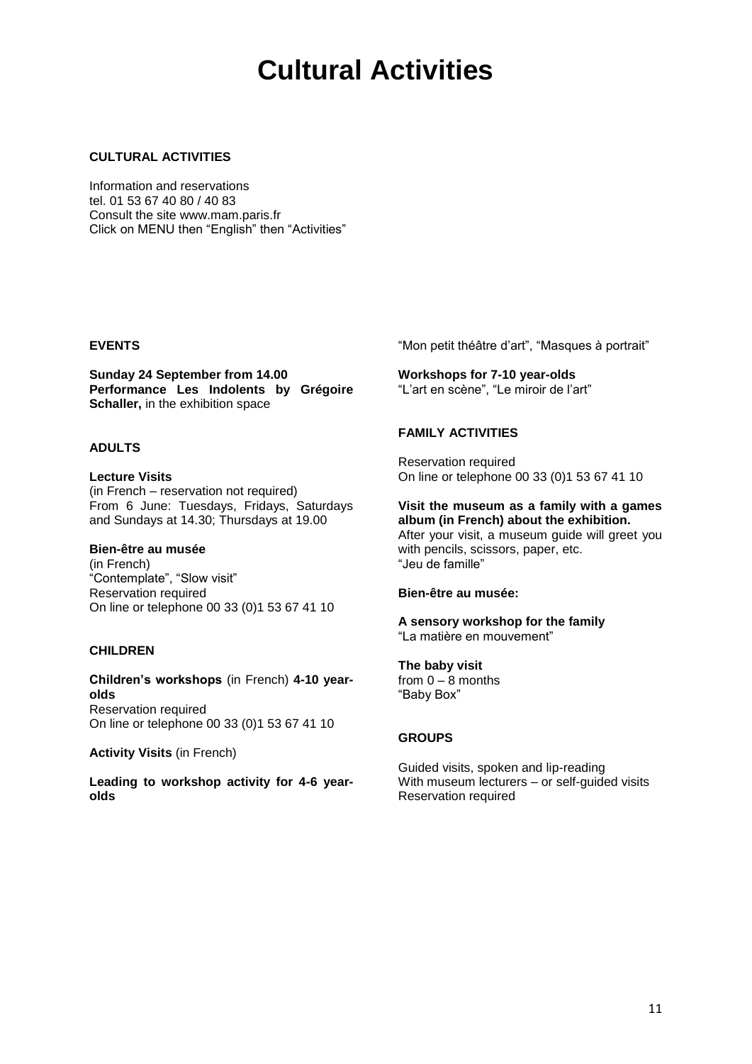# Cultural Activities

**CULTURAL ACTIVITIES**

Information and reservations
tel. 01 53 67 40 80 / 40 83
Consult the site www.mam.paris.fr
Click on MENU then "English" then "Activities"

**EVENTS**

**Sunday 24 September from 14.00**
**Performance Les Indolents by Grégoire Schaller,** in the exhibition space

**ADULTS**

**Lecture Visits**
(in French – reservation not required)
From 6 June: Tuesdays, Fridays, Saturdays and Sundays at 14.30; Thursdays at 19.00

**Bien-être au musée**
(in French)
"Contemplate", "Slow visit"
Reservation required
On line or telephone 00 33 (0)1 53 67 41 10

**CHILDREN**

**Children's workshops** (in French) **4-10 year-olds**
Reservation required
On line or telephone 00 33 (0)1 53 67 41 10

**Activity Visits** (in French)

**Leading to workshop activity for 4-6 year-olds**
"Mon petit théâtre d'art", "Masques à portrait"

**Workshops for 7-10 year-olds**
"L'art en scène", "Le miroir de l'art"

**FAMILY ACTIVITIES**

Reservation required
On line or telephone 00 33 (0)1 53 67 41 10

**Visit the museum as a family with a games album (in French) about the exhibition.**
After your visit, a museum guide will greet you with pencils, scissors, paper, etc.
"Jeu de famille"

**Bien-être au musée:**

**A sensory workshop for the family**
"La matière en mouvement"

**The baby visit**
from 0 – 8 months
"Baby Box"

**GROUPS**

Guided visits, spoken and lip-reading
With museum lecturers – or self-guided visits
Reservation required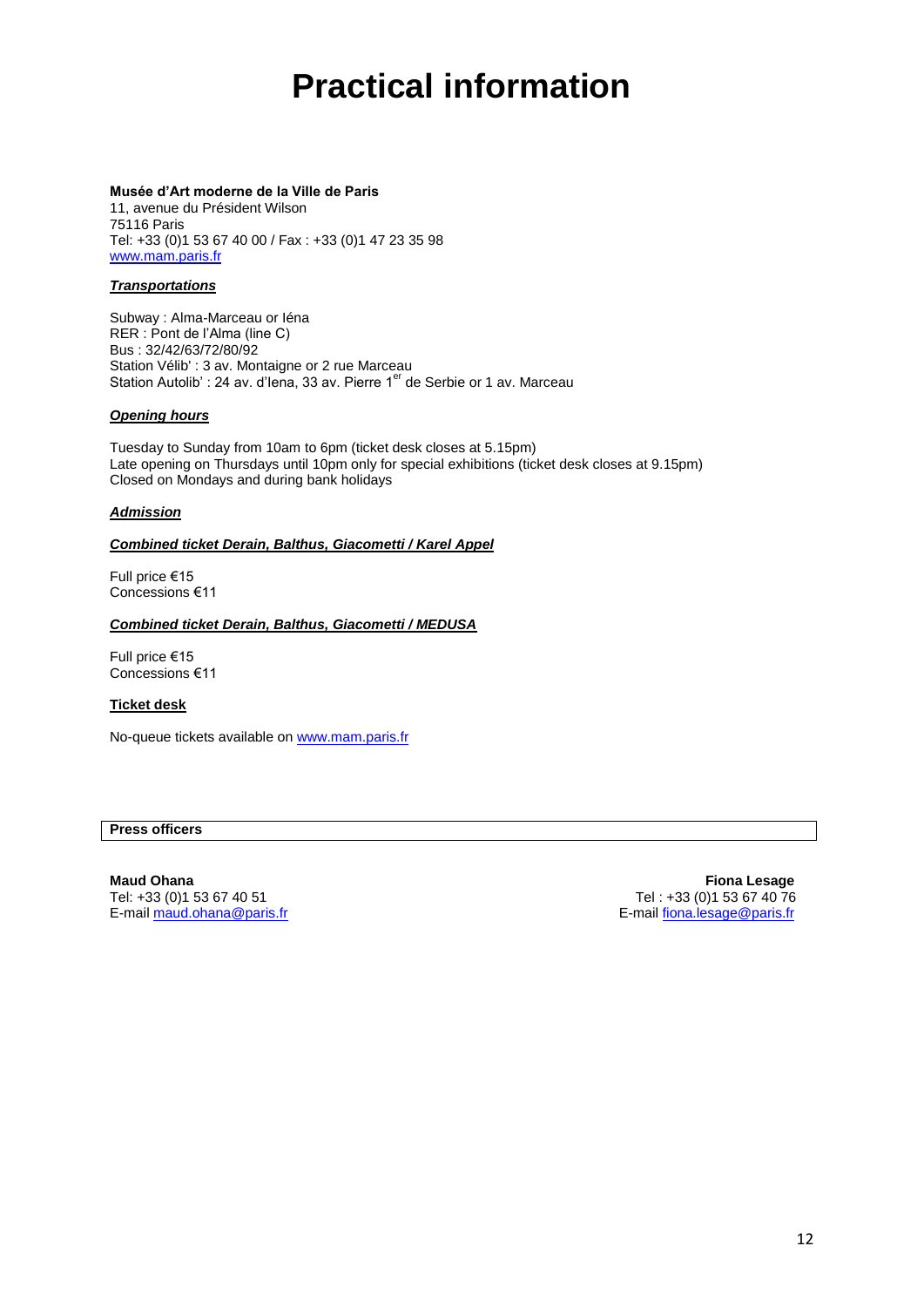# Practical information

**Musée d'Art moderne de la Ville de Paris**
11, avenue du Président Wilson
75116 Paris
Tel: +33 (0)1 53 67 40 00 / Fax : +33 (0)1 47 23 35 98
www.mam.paris.fr

***Transportations***

Subway : Alma-Marceau or Iéna
RER : Pont de l'Alma (line C)
Bus : 32/42/63/72/80/92
Station Vélib' : 3 av. Montaigne or 2 rue Marceau
Station Autolib' : 24 av. d'Iena, 33 av. Pierre 1[er] de Serbie or 1 av. Marceau

***Opening hours***

Tuesday to Sunday from 10am to 6pm (ticket desk closes at 5.15pm)
Late opening on Thursdays until 10pm only for special exhibitions (ticket desk closes at 9.15pm)
Closed on Mondays and during bank holidays

***Admission***

***Combined ticket Derain, Balthus, Giacometti / Karel Appel***

Full price €15
Concessions €11

***Combined ticket Derain, Balthus, Giacometti / MEDUSA***

Full price €15
Concessions €11

**Ticket desk**

No-queue tickets available on www.mam.paris.fr

**Press officers**

**Maud Ohana**
Tel: +33 (0)1 53 67 40 51
E-mail maud.ohana@paris.fr

**Fiona Lesage**
Tel : +33 (0)1 53 67 40 76
E-mail fiona.lesage@paris.fr